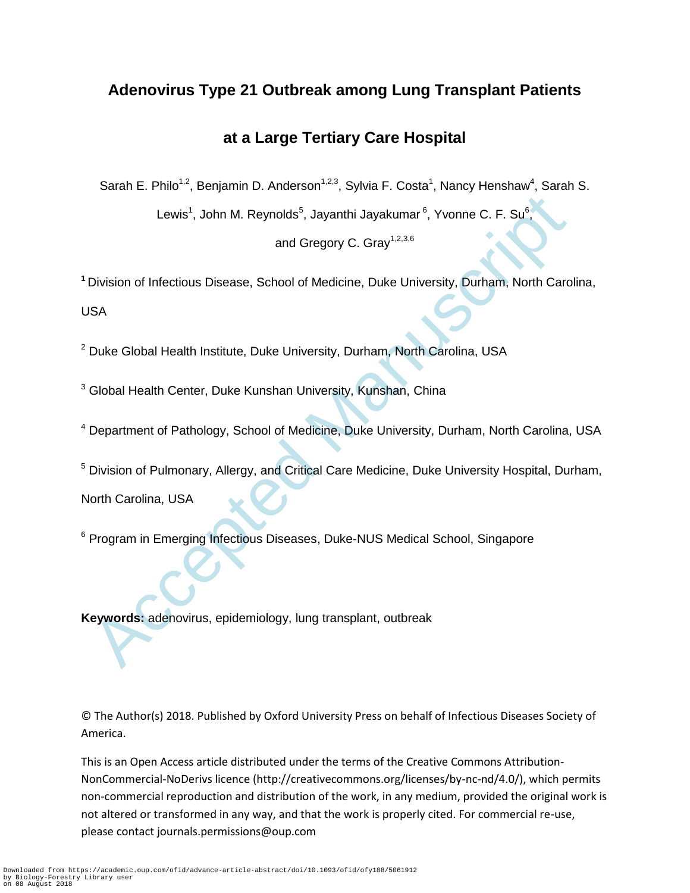# Adenovirus Type 21 Outbreak among Lung Transplant Patients at a Large Tertiary Care Hospital

Sarah E. Philo[1,2], Benjamin D. Anderson[1,2,3], Sylvia F. Costa[1], Nancy Henshaw[4], Sarah S. Lewis[1], John M. Reynolds[5], Jayanthi Jayakumar[6], Yvonne C. F. Su[6], and Gregory C. Gray[1,2,3,6]

[1] Division of Infectious Disease, School of Medicine, Duke University, Durham, North Carolina, USA

[2] Duke Global Health Institute, Duke University, Durham, North Carolina, USA

[3] Global Health Center, Duke Kunshan University, Kunshan, China

[4] Department of Pathology, School of Medicine, Duke University, Durham, North Carolina, USA

[5] Division of Pulmonary, Allergy, and Critical Care Medicine, Duke University Hospital, Durham, North Carolina, USA

[6] Program in Emerging Infectious Diseases, Duke-NUS Medical School, Singapore

**Keywords:** adenovirus, epidemiology, lung transplant, outbreak

© The Author(s) 2018. Published by Oxford University Press on behalf of Infectious Diseases Society of America.

This is an Open Access article distributed under the terms of the Creative Commons Attribution-NonCommercial-NoDerivs licence (http://creativecommons.org/licenses/by-nc-nd/4.0/), which permits non-commercial reproduction and distribution of the work, in any medium, provided the original work is not altered or transformed in any way, and that the work is properly cited. For commercial re-use, please contact journals.permissions@oup.com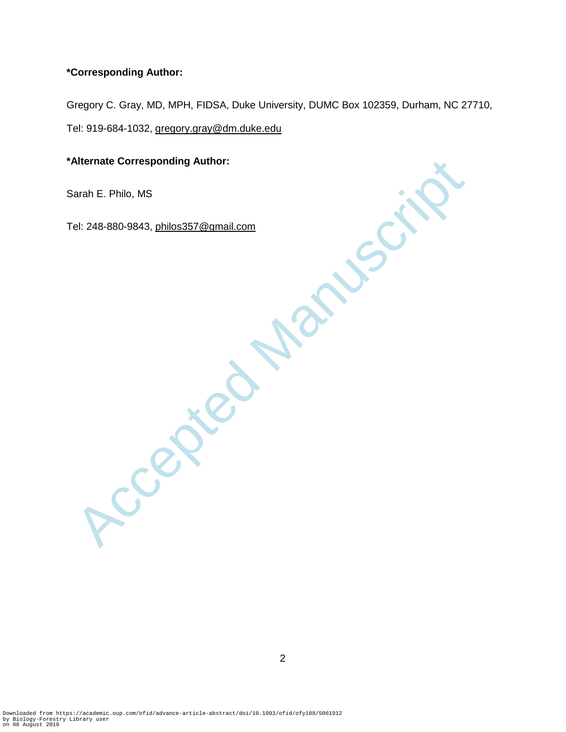**\*Corresponding Author:**

Gregory C. Gray, MD, MPH, FIDSA, Duke University, DUMC Box 102359, Durham, NC 27710,

Tel: 919-684-1032, gregory.gray@dm.duke.edu

**\*Alternate Corresponding Author:**

Sarah E. Philo, MS

Tel: 248-880-9843, philos357@gmail.com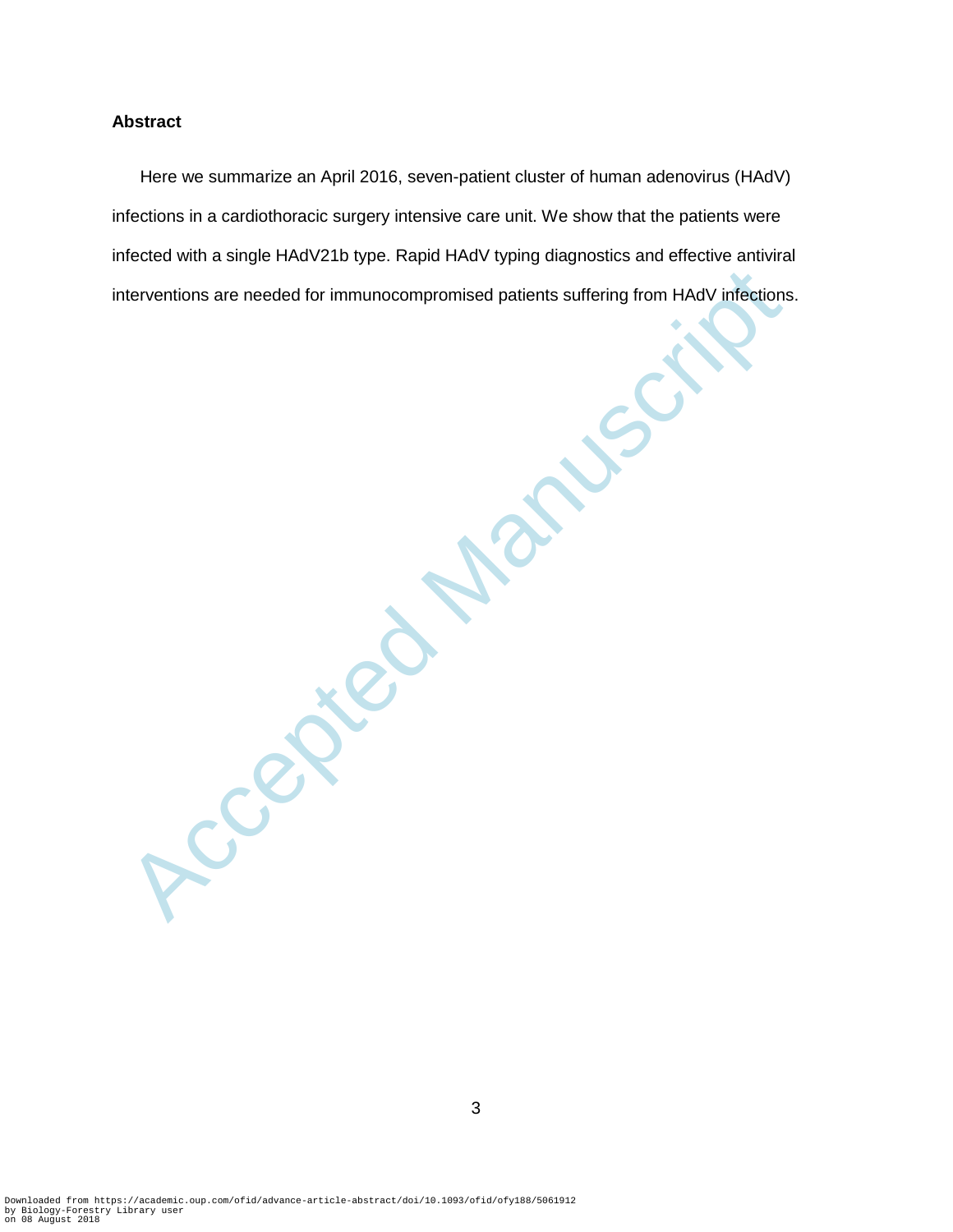**Abstract**

Here we summarize an April 2016, seven-patient cluster of human adenovirus (HAdV) infections in a cardiothoracic surgery intensive care unit. We show that the patients were infected with a single HAdV21b type. Rapid HAdV typing diagnostics and effective antiviral interventions are needed for immunocompromised patients suffering from HAdV infections.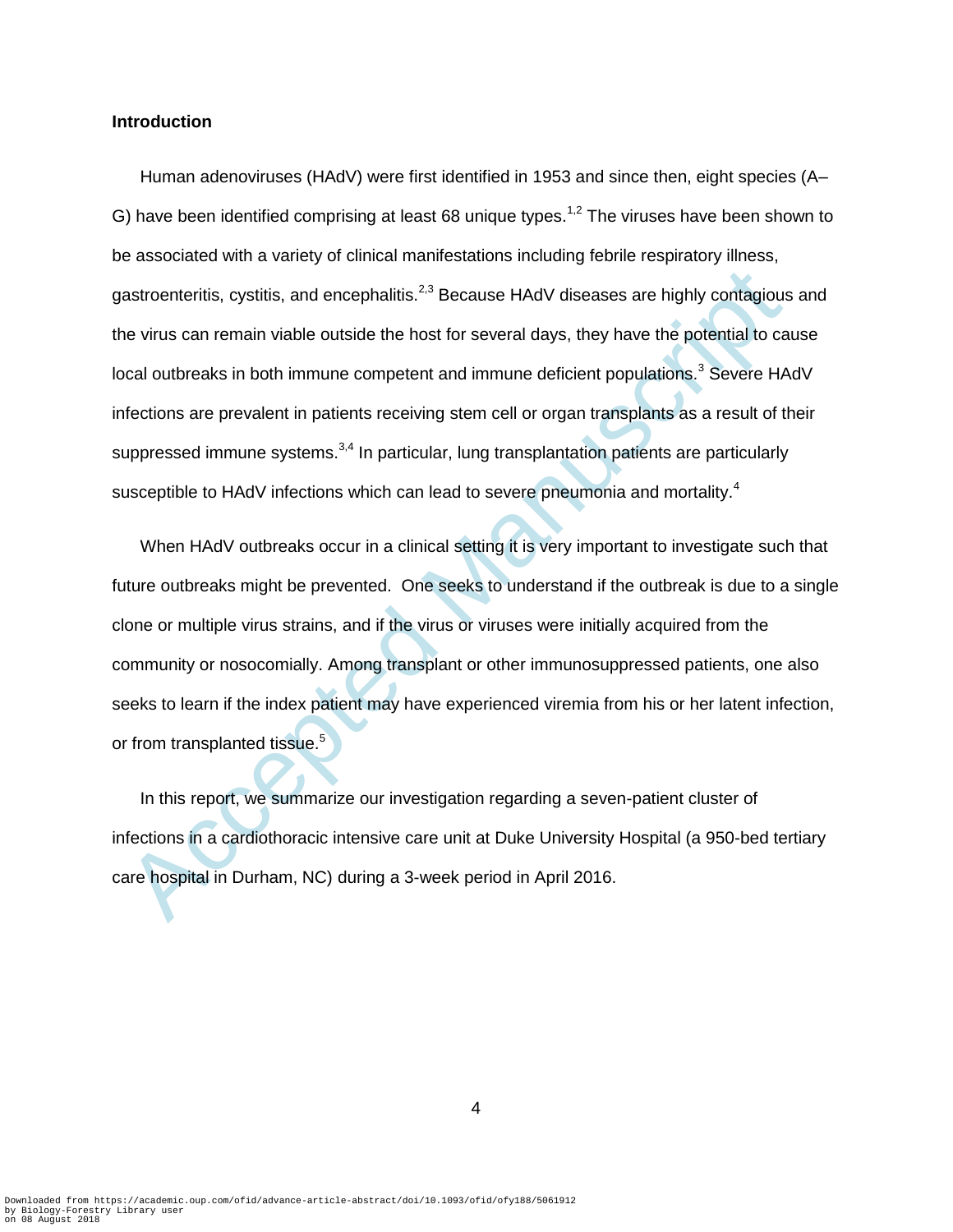## Introduction

Human adenoviruses (HAdV) were first identified in 1953 and since then, eight species (A–G) have been identified comprising at least 68 unique types.[1,2] The viruses have been shown to be associated with a variety of clinical manifestations including febrile respiratory illness, gastroenteritis, cystitis, and encephalitis.[2,3] Because HAdV diseases are highly contagious and the virus can remain viable outside the host for several days, they have the potential to cause local outbreaks in both immune competent and immune deficient populations.[3] Severe HAdV infections are prevalent in patients receiving stem cell or organ transplants as a result of their suppressed immune systems.[3,4] In particular, lung transplantation patients are particularly susceptible to HAdV infections which can lead to severe pneumonia and mortality.[4]

When HAdV outbreaks occur in a clinical setting it is very important to investigate such that future outbreaks might be prevented. One seeks to understand if the outbreak is due to a single clone or multiple virus strains, and if the virus or viruses were initially acquired from the community or nosocomially. Among transplant or other immunosuppressed patients, one also seeks to learn if the index patient may have experienced viremia from his or her latent infection, or from transplanted tissue.[5]

In this report, we summarize our investigation regarding a seven-patient cluster of infections in a cardiothoracic intensive care unit at Duke University Hospital (a 950-bed tertiary care hospital in Durham, NC) during a 3-week period in April 2016.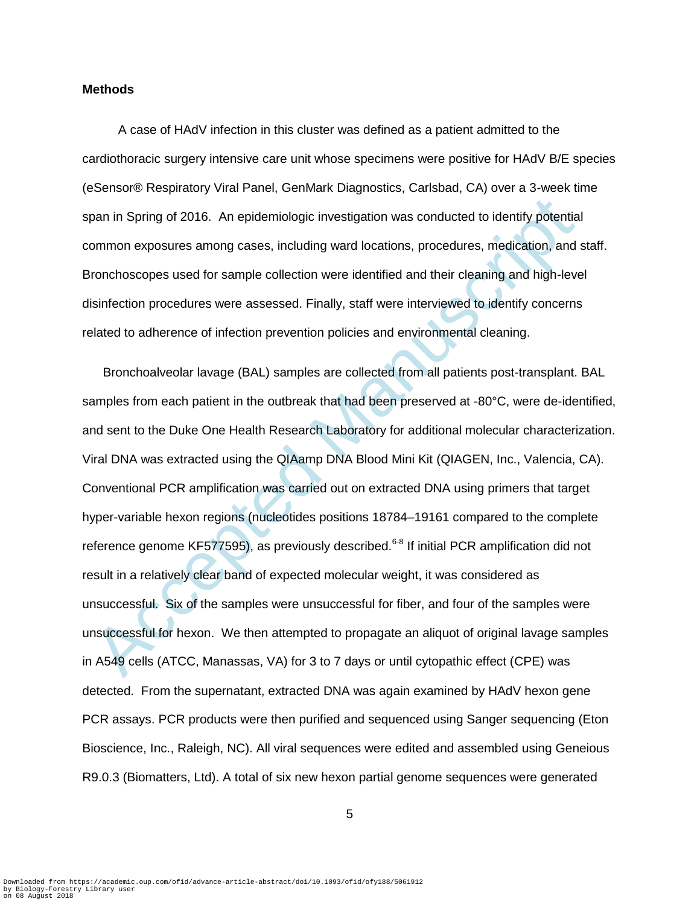## Methods

A case of HAdV infection in this cluster was defined as a patient admitted to the cardiothoracic surgery intensive care unit whose specimens were positive for HAdV B/E species (eSensor® Respiratory Viral Panel, GenMark Diagnostics, Carlsbad, CA) over a 3-week time span in Spring of 2016. An epidemiologic investigation was conducted to identify potential common exposures among cases, including ward locations, procedures, medication, and staff. Bronchoscopes used for sample collection were identified and their cleaning and high-level disinfection procedures were assessed. Finally, staff were interviewed to identify concerns related to adherence of infection prevention policies and environmental cleaning.

Bronchoalveolar lavage (BAL) samples are collected from all patients post-transplant. BAL samples from each patient in the outbreak that had been preserved at -80°C, were de-identified, and sent to the Duke One Health Research Laboratory for additional molecular characterization. Viral DNA was extracted using the QIAamp DNA Blood Mini Kit (QIAGEN, Inc., Valencia, CA). Conventional PCR amplification was carried out on extracted DNA using primers that target hyper-variable hexon regions (nucleotides positions 18784–19161 compared to the complete reference genome KF577595), as previously described.[6-8] If initial PCR amplification did not result in a relatively clear band of expected molecular weight, it was considered as unsuccessful. Six of the samples were unsuccessful for fiber, and four of the samples were unsuccessful for hexon. We then attempted to propagate an aliquot of original lavage samples in A549 cells (ATCC, Manassas, VA) for 3 to 7 days or until cytopathic effect (CPE) was detected. From the supernatant, extracted DNA was again examined by HAdV hexon gene PCR assays. PCR products were then purified and sequenced using Sanger sequencing (Eton Bioscience, Inc., Raleigh, NC). All viral sequences were edited and assembled using Geneious R9.0.3 (Biomatters, Ltd). A total of six new hexon partial genome sequences were generated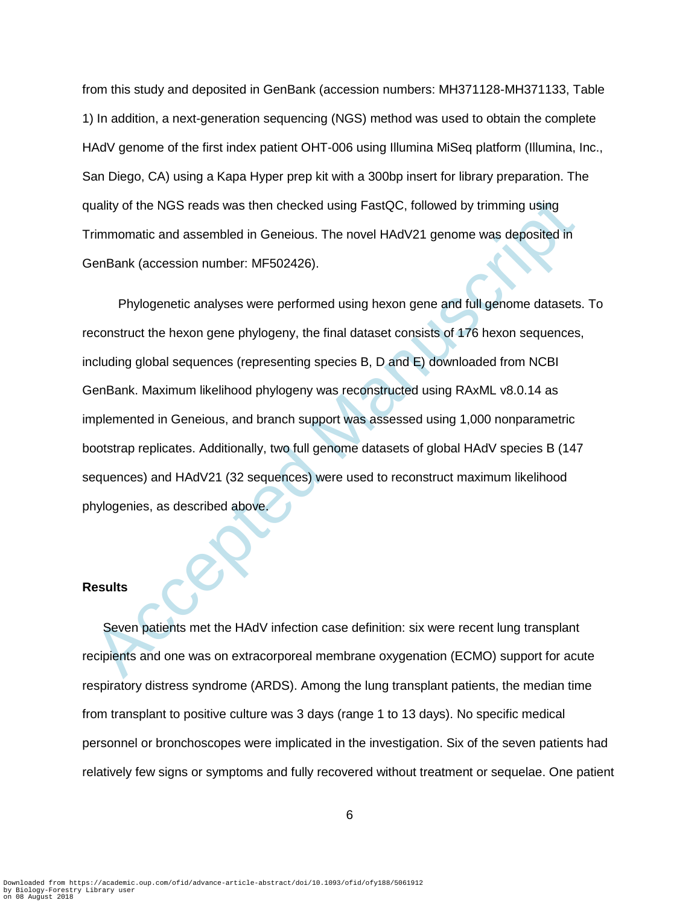from this study and deposited in GenBank (accession numbers: MH371128-MH371133, Table 1) In addition, a next-generation sequencing (NGS) method was used to obtain the complete HAdV genome of the first index patient OHT-006 using Illumina MiSeq platform (Illumina, Inc., San Diego, CA) using a Kapa Hyper prep kit with a 300bp insert for library preparation. The quality of the NGS reads was then checked using FastQC, followed by trimming using Trimmomatic and assembled in Geneious. The novel HAdV21 genome was deposited in GenBank (accession number: MF502426).

Phylogenetic analyses were performed using hexon gene and full genome datasets. To reconstruct the hexon gene phylogeny, the final dataset consists of 176 hexon sequences, including global sequences (representing species B, D and E) downloaded from NCBI GenBank. Maximum likelihood phylogeny was reconstructed using RAxML v8.0.14 as implemented in Geneious, and branch support was assessed using 1,000 nonparametric bootstrap replicates. Additionally, two full genome datasets of global HAdV species B (147 sequences) and HAdV21 (32 sequences) were used to reconstruct maximum likelihood phylogenies, as described above.

## Results

Seven patients met the HAdV infection case definition: six were recent lung transplant recipients and one was on extracorporeal membrane oxygenation (ECMO) support for acute respiratory distress syndrome (ARDS). Among the lung transplant patients, the median time from transplant to positive culture was 3 days (range 1 to 13 days). No specific medical personnel or bronchoscopes were implicated in the investigation. Six of the seven patients had relatively few signs or symptoms and fully recovered without treatment or sequelae. One patient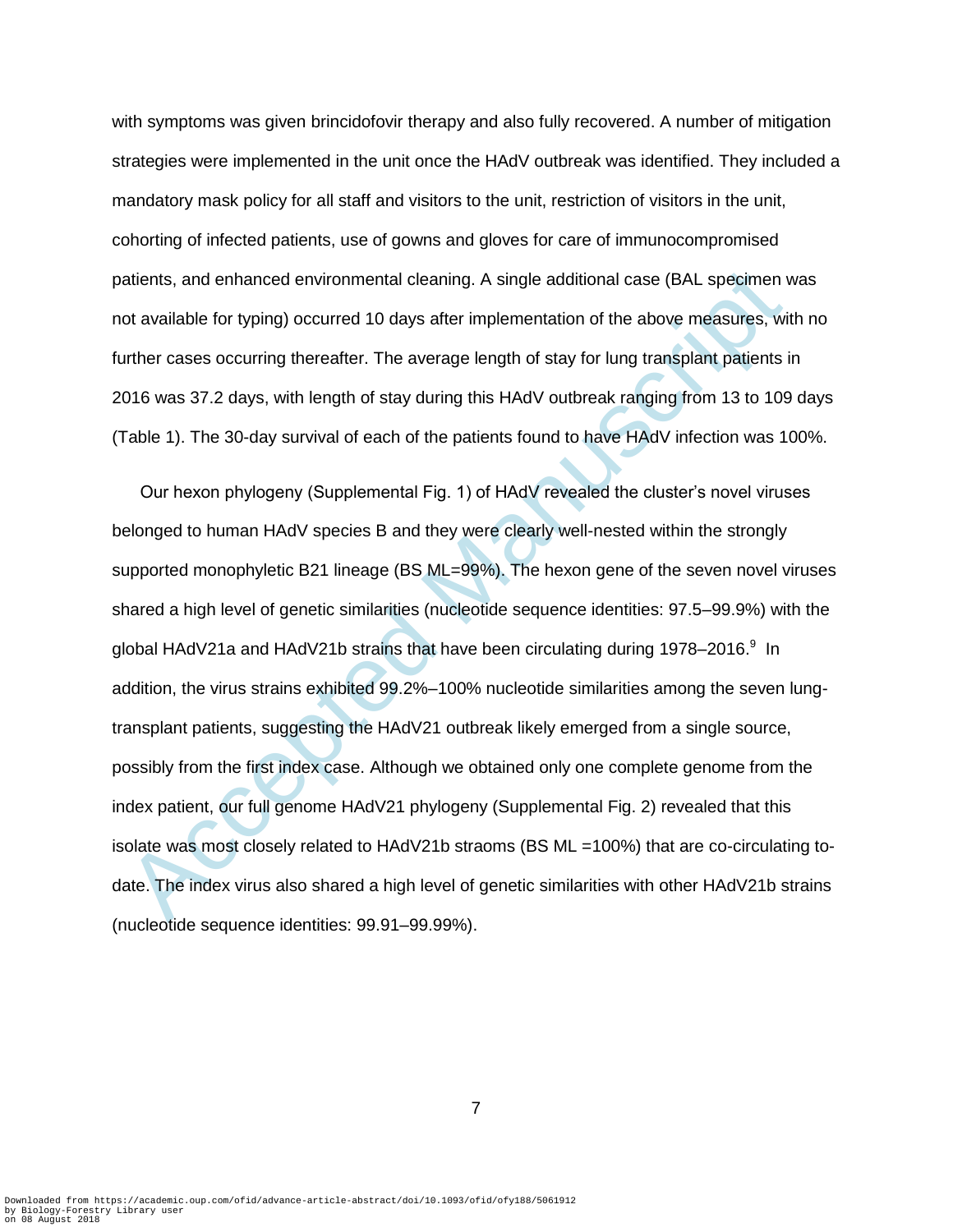with symptoms was given brincidofovir therapy and also fully recovered. A number of mitigation strategies were implemented in the unit once the HAdV outbreak was identified. They included a mandatory mask policy for all staff and visitors to the unit, restriction of visitors in the unit, cohorting of infected patients, use of gowns and gloves for care of immunocompromised patients, and enhanced environmental cleaning. A single additional case (BAL specimen was not available for typing) occurred 10 days after implementation of the above measures, with no further cases occurring thereafter. The average length of stay for lung transplant patients in 2016 was 37.2 days, with length of stay during this HAdV outbreak ranging from 13 to 109 days (Table 1). The 30-day survival of each of the patients found to have HAdV infection was 100%.

Our hexon phylogeny (Supplemental Fig. 1) of HAdV revealed the cluster's novel viruses belonged to human HAdV species B and they were clearly well-nested within the strongly supported monophyletic B21 lineage (BS ML=99%). The hexon gene of the seven novel viruses shared a high level of genetic similarities (nucleotide sequence identities: 97.5–99.9%) with the global HAdV21a and HAdV21b strains that have been circulating during 1978–2016.[9] In addition, the virus strains exhibited 99.2%–100% nucleotide similarities among the seven lung-transplant patients, suggesting the HAdV21 outbreak likely emerged from a single source, possibly from the first index case. Although we obtained only one complete genome from the index patient, our full genome HAdV21 phylogeny (Supplemental Fig. 2) revealed that this isolate was most closely related to HAdV21b straoms (BS ML =100%) that are co-circulating to-date. The index virus also shared a high level of genetic similarities with other HAdV21b strains (nucleotide sequence identities: 99.91–99.99%).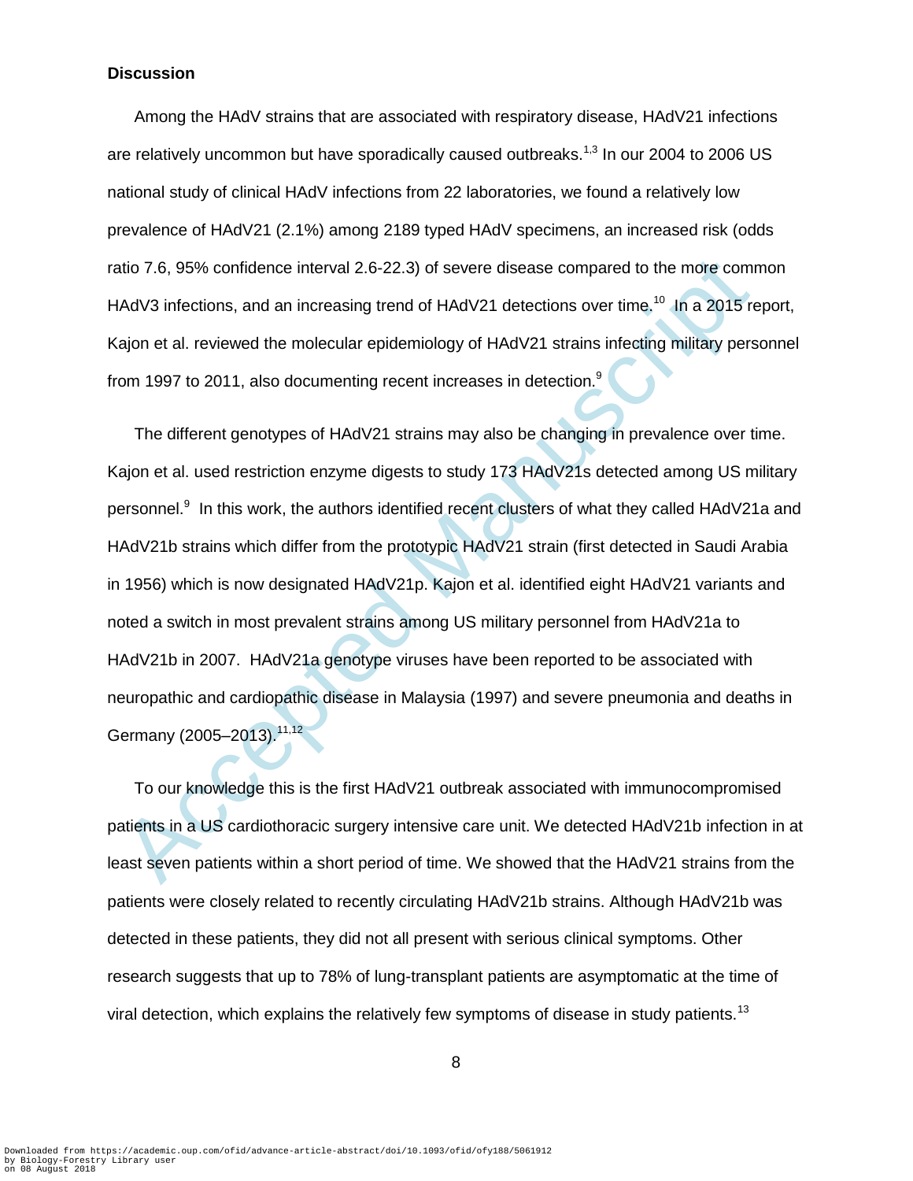**Discussion**

Among the HAdV strains that are associated with respiratory disease, HAdV21 infections are relatively uncommon but have sporadically caused outbreaks.[1,3] In our 2004 to 2006 US national study of clinical HAdV infections from 22 laboratories, we found a relatively low prevalence of HAdV21 (2.1%) among 2189 typed HAdV specimens, an increased risk (odds ratio 7.6, 95% confidence interval 2.6-22.3) of severe disease compared to the more common HAdV3 infections, and an increasing trend of HAdV21 detections over time.[10] In a 2015 report, Kajon et al. reviewed the molecular epidemiology of HAdV21 strains infecting military personnel from 1997 to 2011, also documenting recent increases in detection.[9]

The different genotypes of HAdV21 strains may also be changing in prevalence over time. Kajon et al. used restriction enzyme digests to study 173 HAdV21s detected among US military personnel.[9] In this work, the authors identified recent clusters of what they called HAdV21a and HAdV21b strains which differ from the prototypic HAdV21 strain (first detected in Saudi Arabia in 1956) which is now designated HAdV21p. Kajon et al. identified eight HAdV21 variants and noted a switch in most prevalent strains among US military personnel from HAdV21a to HAdV21b in 2007. HAdV21a genotype viruses have been reported to be associated with neuropathic and cardiopathic disease in Malaysia (1997) and severe pneumonia and deaths in Germany (2005–2013).[11,12]

To our knowledge this is the first HAdV21 outbreak associated with immunocompromised patients in a US cardiothoracic surgery intensive care unit. We detected HAdV21b infection in at least seven patients within a short period of time. We showed that the HAdV21 strains from the patients were closely related to recently circulating HAdV21b strains. Although HAdV21b was detected in these patients, they did not all present with serious clinical symptoms. Other research suggests that up to 78% of lung-transplant patients are asymptomatic at the time of viral detection, which explains the relatively few symptoms of disease in study patients.[13]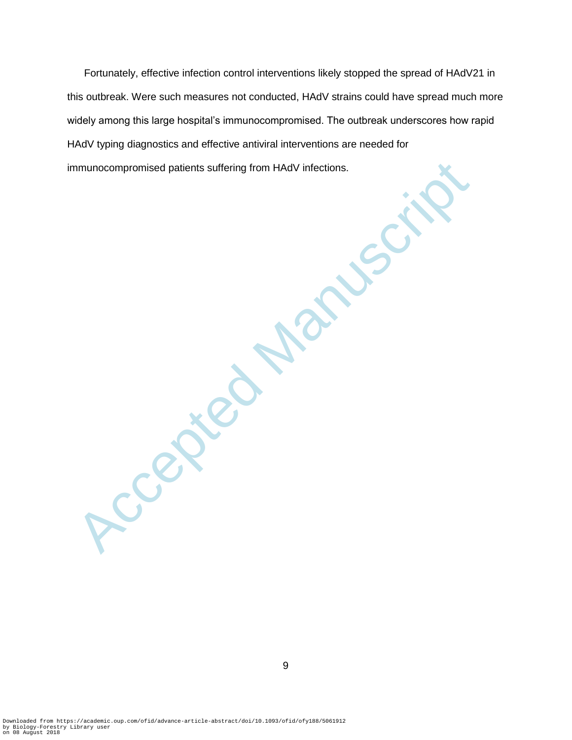Fortunately, effective infection control interventions likely stopped the spread of HAdV21 in this outbreak. Were such measures not conducted, HAdV strains could have spread much more widely among this large hospital's immunocompromised. The outbreak underscores how rapid HAdV typing diagnostics and effective antiviral interventions are needed for immunocompromised patients suffering from HAdV infections.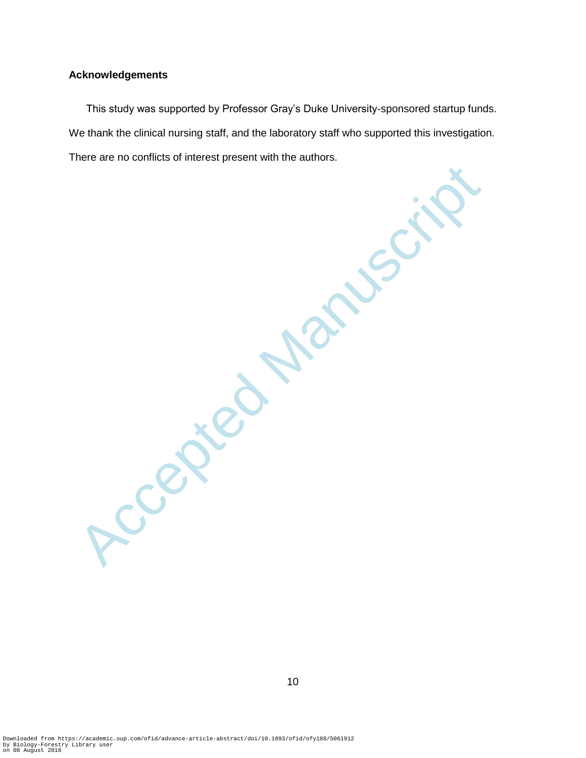**Acknowledgements**

This study was supported by Professor Gray's Duke University-sponsored startup funds. We thank the clinical nursing staff, and the laboratory staff who supported this investigation. There are no conflicts of interest present with the authors.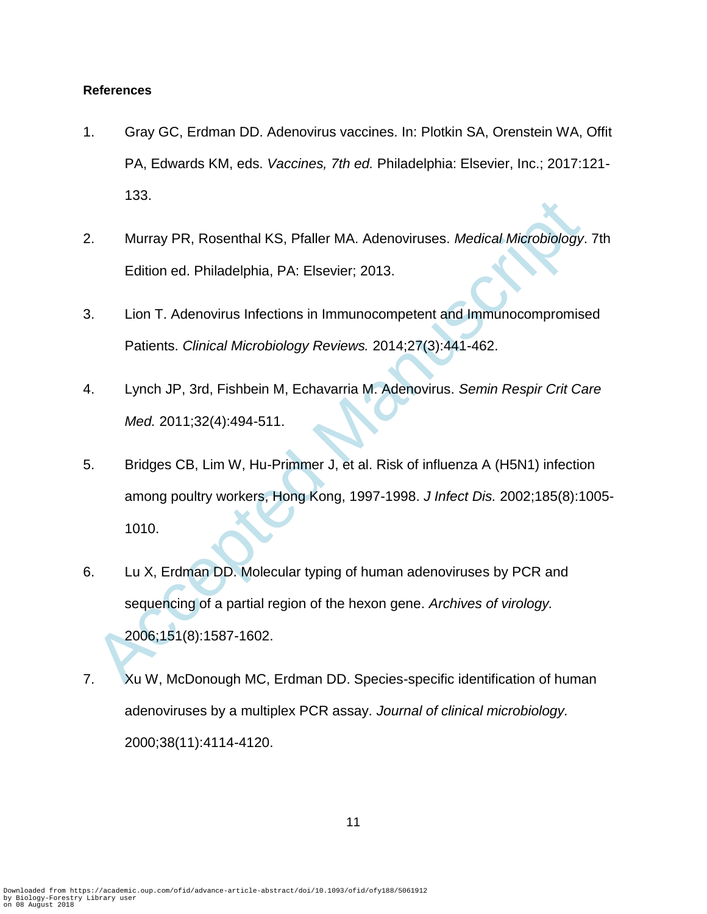**References**

1. Gray GC, Erdman DD. Adenovirus vaccines. In: Plotkin SA, Orenstein WA, Offit PA, Edwards KM, eds. *Vaccines, 7th ed.* Philadelphia: Elsevier, Inc.; 2017:121-133.

2. Murray PR, Rosenthal KS, Pfaller MA. Adenoviruses. *Medical Microbiology*. 7th Edition ed. Philadelphia, PA: Elsevier; 2013.

3. Lion T. Adenovirus Infections in Immunocompetent and Immunocompromised Patients. *Clinical Microbiology Reviews.* 2014;27(3):441-462.

4. Lynch JP, 3rd, Fishbein M, Echavarria M. Adenovirus. *Semin Respir Crit Care Med.* 2011;32(4):494-511.

5. Bridges CB, Lim W, Hu-Primmer J, et al. Risk of influenza A (H5N1) infection among poultry workers, Hong Kong, 1997-1998. *J Infect Dis.* 2002;185(8):1005-1010.

6. Lu X, Erdman DD. Molecular typing of human adenoviruses by PCR and sequencing of a partial region of the hexon gene. *Archives of virology.* 2006;151(8):1587-1602.

7. Xu W, McDonough MC, Erdman DD. Species-specific identification of human adenoviruses by a multiplex PCR assay. *Journal of clinical microbiology.* 2000;38(11):4114-4120.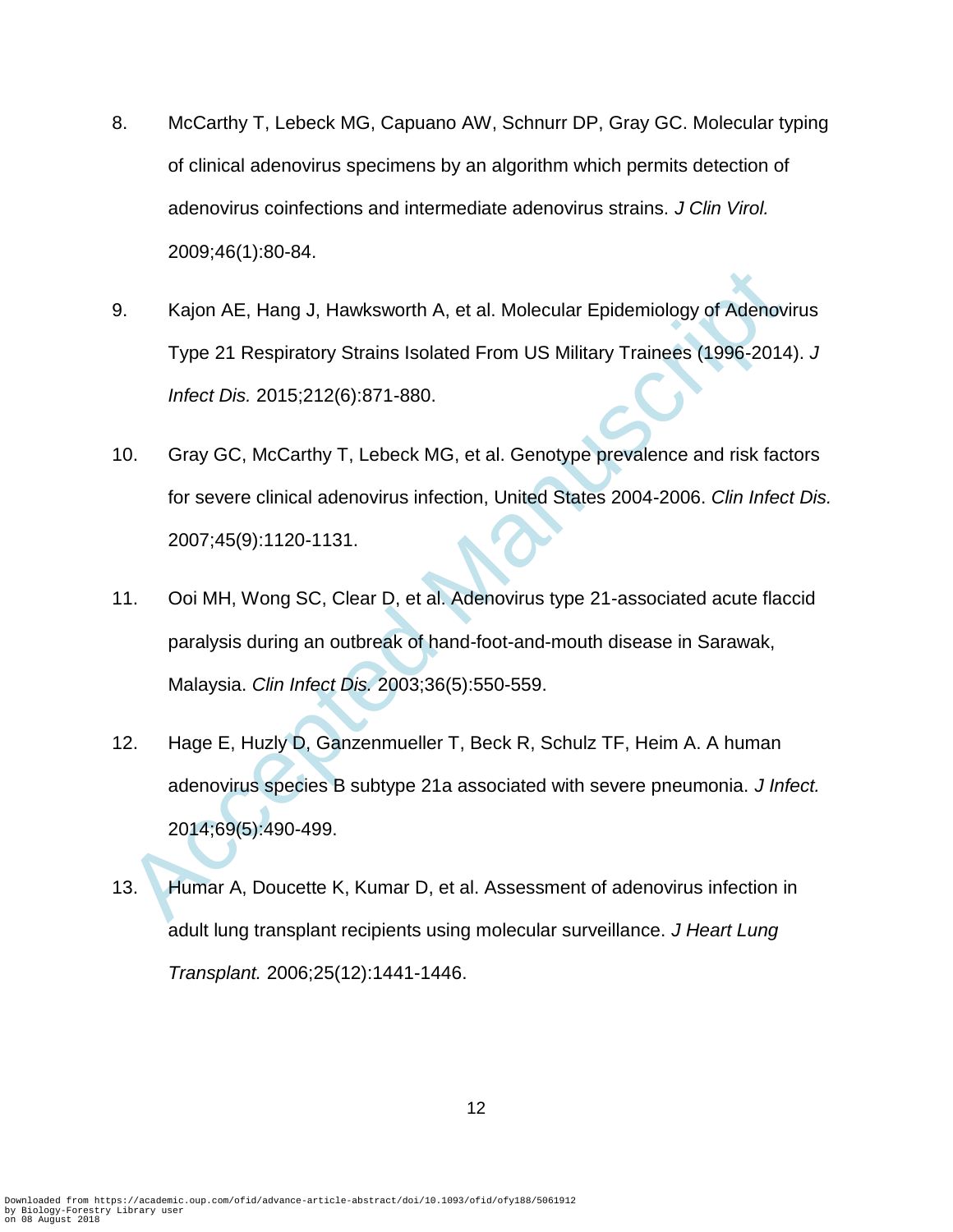8. McCarthy T, Lebeck MG, Capuano AW, Schnurr DP, Gray GC. Molecular typing of clinical adenovirus specimens by an algorithm which permits detection of adenovirus coinfections and intermediate adenovirus strains. *J Clin Virol.* 2009;46(1):80-84.

9. Kajon AE, Hang J, Hawksworth A, et al. Molecular Epidemiology of Adenovirus Type 21 Respiratory Strains Isolated From US Military Trainees (1996-2014). *J Infect Dis.* 2015;212(6):871-880.

10. Gray GC, McCarthy T, Lebeck MG, et al. Genotype prevalence and risk factors for severe clinical adenovirus infection, United States 2004-2006. *Clin Infect Dis.* 2007;45(9):1120-1131.

11. Ooi MH, Wong SC, Clear D, et al. Adenovirus type 21-associated acute flaccid paralysis during an outbreak of hand-foot-and-mouth disease in Sarawak, Malaysia. *Clin Infect Dis.* 2003;36(5):550-559.

12. Hage E, Huzly D, Ganzenmueller T, Beck R, Schulz TF, Heim A. A human adenovirus species B subtype 21a associated with severe pneumonia. *J Infect.* 2014;69(5):490-499.

13. Humar A, Doucette K, Kumar D, et al. Assessment of adenovirus infection in adult lung transplant recipients using molecular surveillance. *J Heart Lung Transplant.* 2006;25(12):1441-1446.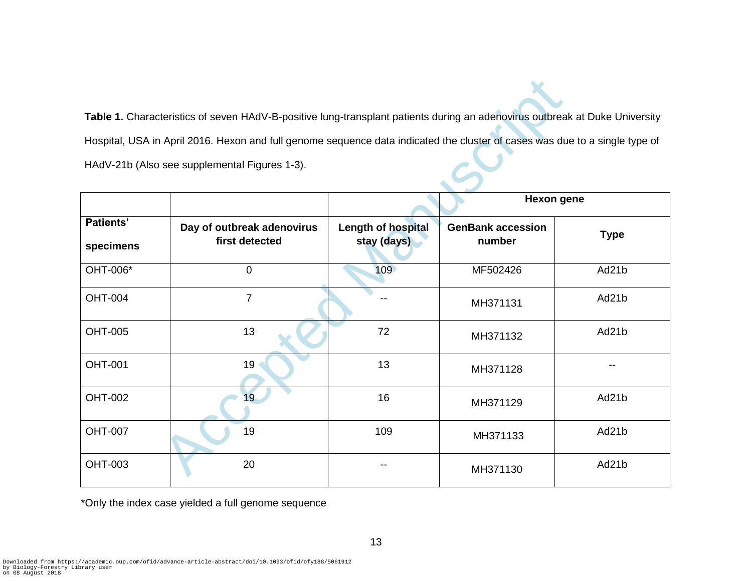**Table 1.** Characteristics of seven HAdV-B-positive lung-transplant patients during an adenovirus outbreak at Duke University Hospital, USA in April 2016. Hexon and full genome sequence data indicated the cluster of cases was due to a single type of HAdV-21b (Also see supplemental Figures 1-3).

| | | | Hexon gene | |
|---|---|---|---|---|
| Patients' specimens | Day of outbreak adenovirus first detected | Length of hospital stay (days) | GenBank accession number | Type |
| OHT-006* | 0 | 109 | MF502426 | Ad21b |
| OHT-004 | 7 | -- | MH371131 | Ad21b |
| OHT-005 | 13 | 72 | MH371132 | Ad21b |
| OHT-001 | 19 | 13 | MH371128 | -- |
| OHT-002 | 19 | 16 | MH371129 | Ad21b |
| OHT-007 | 19 | 109 | MH371133 | Ad21b |
| OHT-003 | 20 | -- | MH371130 | Ad21b |

*Only the index case yielded a full genome sequence